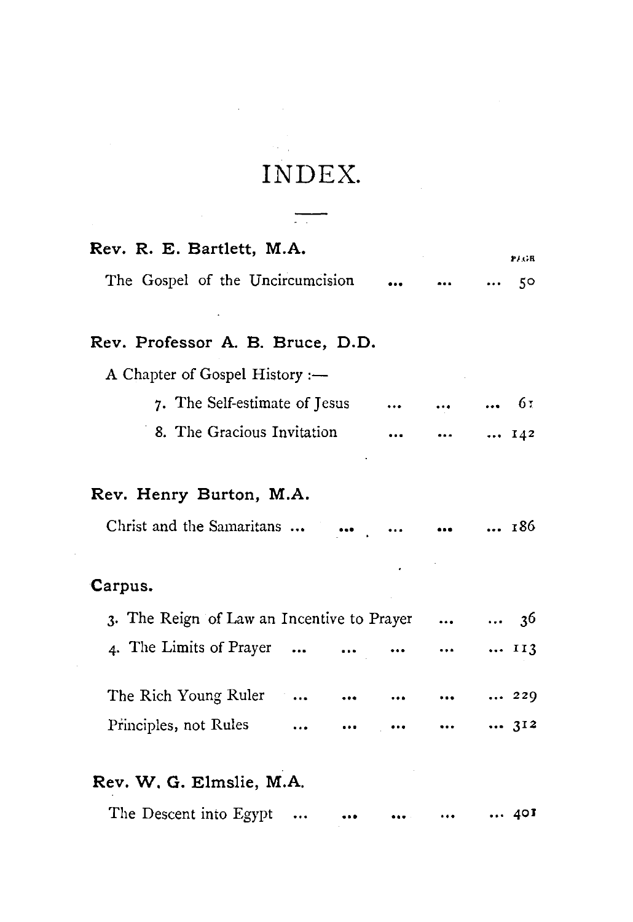# INDEX.

**Rev. R. E. Bartlett, M.A.**

PAGE

The Gospel of the Uncircumcision ... ... ... 50

**Rev. Professor A. B. Bruce, D.D.**

A Chapter of Gospel History :—

7. The Self-estimate of Jesus ... ... ... 61
8. The Gracious Invitation ... ... ... 142

**Rev. Henry Burton, M.A.**

Christ and the Samaritans ... ... ... ... ... 186

**Carpus.**

3. The Reign of Law an Incentive to Prayer ... ... 36
4. The Limits of Prayer ... ... ... ... ... 113

The Rich Young Ruler ... ... ... ... ... 229

Principles, not Rules ... ... ... ... ... 312

**Rev. W. G. Elmslie, M.A.**

The Descent into Egypt ... ... ... ... ... 401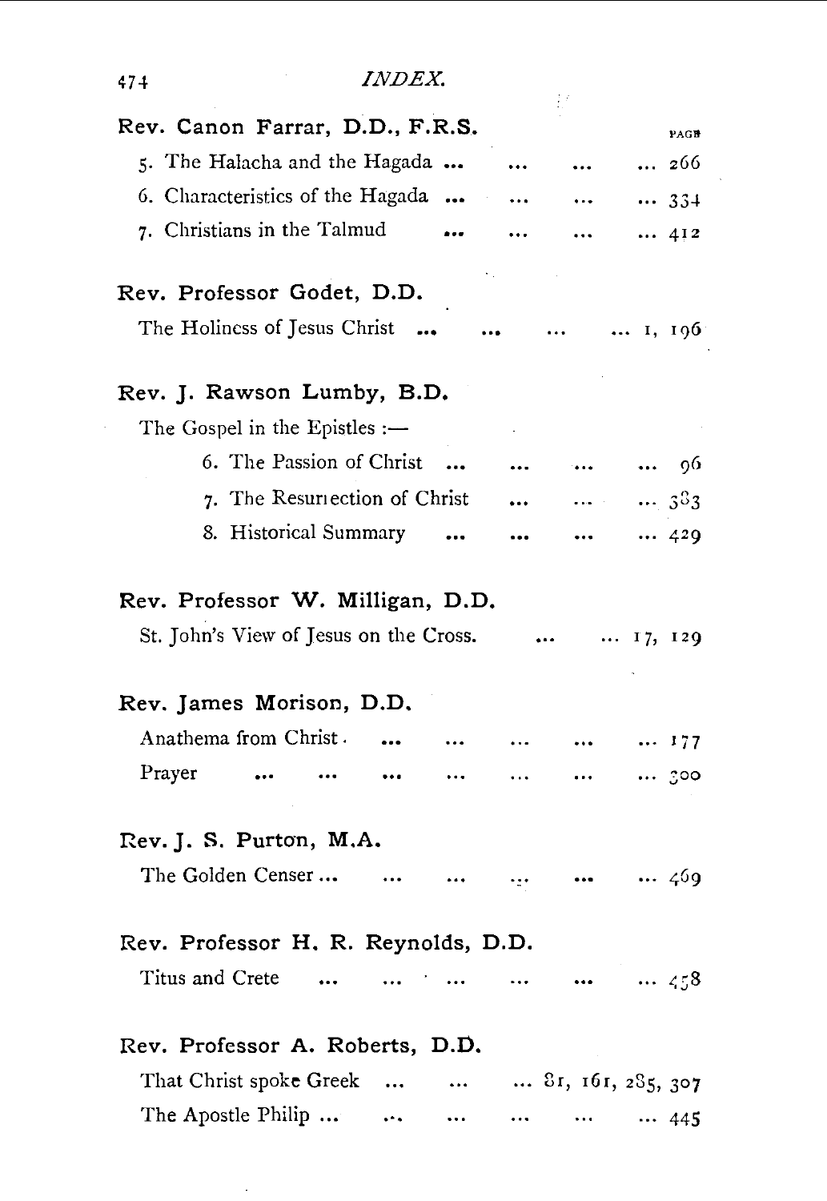Rev. Canon Farrar, D.D., F.R.S.

| | PAGE |
|---|---|
| 5. The Halacha and the Hagada ... ... ... | ... 266 |
| 6. Characteristics of the Hagada ... ... ... | ... 334 |
| 7. Christians in the Talmud ... ... ... | ... 412 |

Rev. Professor Godet, D.D.

The Holiness of Jesus Christ ... ... ... ... 1, 196

Rev. J. Rawson Lumby, B.D.

The Gospel in the Epistles :—

6. The Passion of Christ ... ... ... ... 96

7. The Resurrection of Christ ... ... ... 383

8. Historical Summary ... ... ... ... 429

Rev. Professor W. Milligan, D.D.

St. John's View of Jesus on the Cross. ... ... 17, 129

Rev. James Morison, D.D.

Anathema from Christ ... ... ... ... ... 177

Prayer ... ... ... ... ... ... ... 300

Rev. J. S. Purton, M.A.

The Golden Censer ... ... ... ... ... ... 469

Rev. Professor H. R. Reynolds, D.D.

Titus and Crete ... ... ... ... ... ... 458

Rev. Professor A. Roberts, D.D.

That Christ spoke Greek ... ... ... 81, 161, 285, 307

The Apostle Philip ... ... ... ... ... ... 445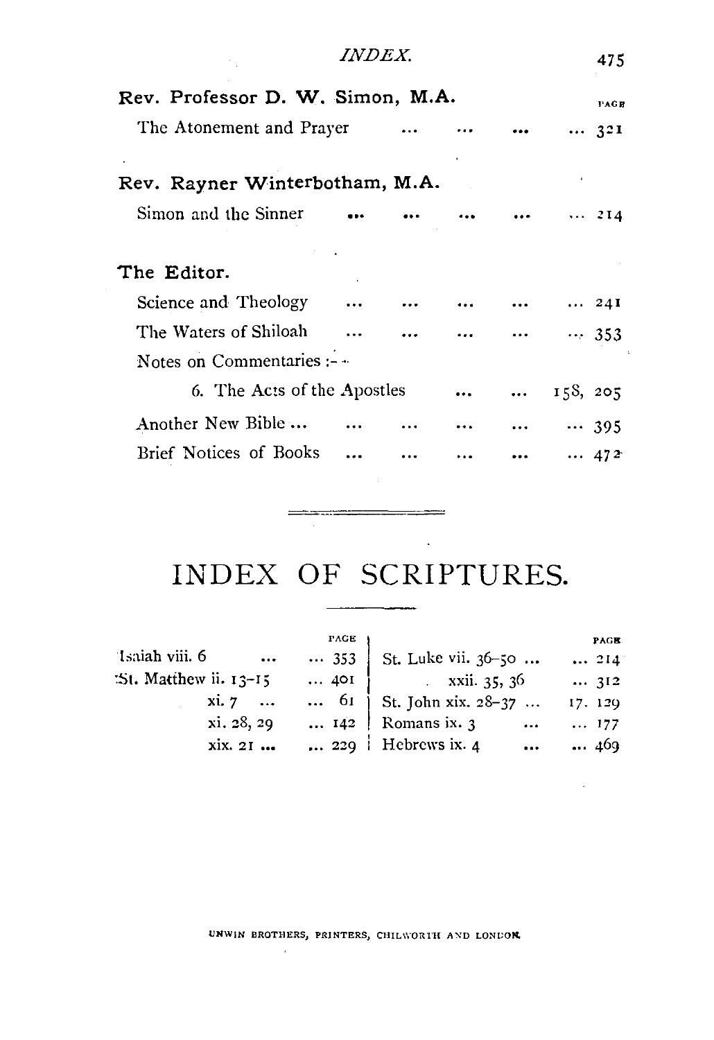**Rev. Professor D. W. Simon, M.A.**

| | PAGE |
|---|---|
| The Atonement and Prayer ... ... ... ... | 321 |

**Rev. Rayner Winterbotham, M.A.**

| | |
|---|---|
| Simon and the Sinner ... ... ... ... ... | 214 |

**The Editor.**

| | |
|---|---|
| Science and Theology ... ... ... ... ... | 241 |
| The Waters of Shiloah ... ... ... ... ... | 353 |
| Notes on Commentaries :— | |
| 6. The Acts of the Apostles ... ... | 158, 205 |
| Another New Bible ... ... ... ... ... | 395 |
| Brief Notices of Books ... ... ... ... ... | 472 |

# INDEX OF SCRIPTURES.

| | PAGE | | PAGE |
|---|---|---|---|
| Isaiah viii. 6 ... | 353 | St. Luke vii. 36–50 ... | 214 |
| St. Matthew ii. 13–15 | 401 | xxii. 35, 36 | 312 |
| xi. 7 ... | 61 | St. John xix. 28–37 ... | 17. 129 |
| xi. 28, 29 | 142 | Romans ix. 3 ... | 177 |
| xix. 21 ... | 229 | Hebrews ix. 4 ... | 469 |

UNWIN BROTHERS, PRINTERS, CHILWORTH AND LONDON.